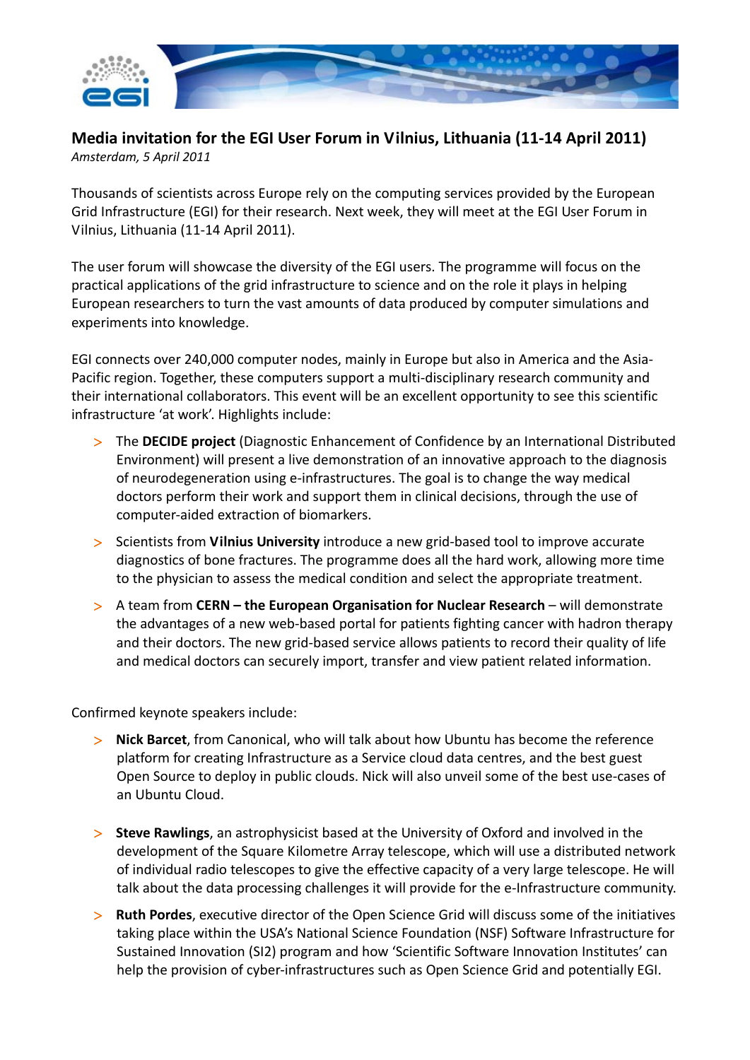# Media invitation for the EGI User Forum in Vilnius, Lithuania (11-14 April 2011)

*Amsterdam, 5 April 2011*

Thousands of scientists across Europe rely on the computing services provided by the European Grid Infrastructure (EGI) for their research. Next week, they will meet at the EGI User Forum in Vilnius, Lithuania (11-14 April 2011).

The user forum will showcase the diversity of the EGI users. The programme will focus on the practical applications of the grid infrastructure to science and on the role it plays in helping European researchers to turn the vast amounts of data produced by computer simulations and experiments into knowledge.

EGI connects over 240,000 computer nodes, mainly in Europe but also in America and the Asia-Pacific region. Together, these computers support a multi-disciplinary research community and their international collaborators. This event will be an excellent opportunity to see this scientific infrastructure 'at work'. Highlights include:

- The **DECIDE project** (Diagnostic Enhancement of Confidence by an International Distributed Environment) will present a live demonstration of an innovative approach to the diagnosis of neurodegeneration using e-infrastructures. The goal is to change the way medical doctors perform their work and support them in clinical decisions, through the use of computer-aided extraction of biomarkers.
- Scientists from **Vilnius University** introduce a new grid-based tool to improve accurate diagnostics of bone fractures. The programme does all the hard work, allowing more time to the physician to assess the medical condition and select the appropriate treatment.
- A team from **CERN – the European Organisation for Nuclear Research** – will demonstrate the advantages of a new web-based portal for patients fighting cancer with hadron therapy and their doctors. The new grid-based service allows patients to record their quality of life and medical doctors can securely import, transfer and view patient related information.

Confirmed keynote speakers include:

- **Nick Barcet**, from Canonical, who will talk about how Ubuntu has become the reference platform for creating Infrastructure as a Service cloud data centres, and the best guest Open Source to deploy in public clouds. Nick will also unveil some of the best use-cases of an Ubuntu Cloud.
- **Steve Rawlings**, an astrophysicist based at the University of Oxford and involved in the development of the Square Kilometre Array telescope, which will use a distributed network of individual radio telescopes to give the effective capacity of a very large telescope. He will talk about the data processing challenges it will provide for the e-Infrastructure community.
- **Ruth Pordes**, executive director of the Open Science Grid will discuss some of the initiatives taking place within the USA's National Science Foundation (NSF) Software Infrastructure for Sustained Innovation (SI2) program and how 'Scientific Software Innovation Institutes' can help the provision of cyber-infrastructures such as Open Science Grid and potentially EGI.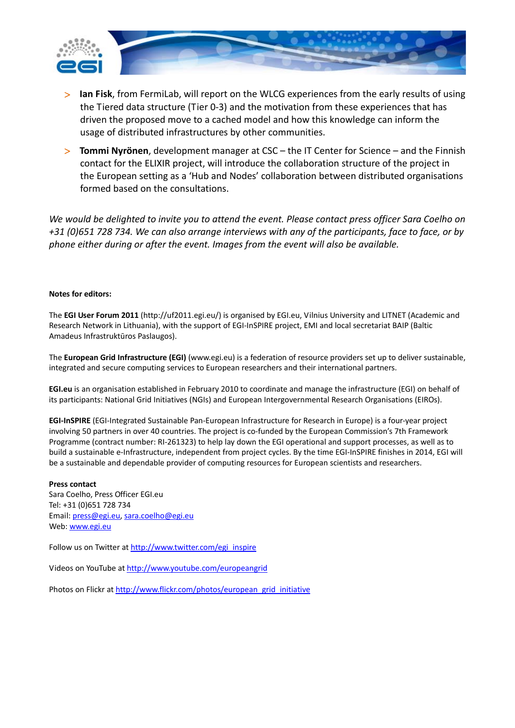- **Ian Fisk**, from FermiLab, will report on the WLCG experiences from the early results of using the Tiered data structure (Tier 0-3) and the motivation from these experiences that has driven the proposed move to a cached model and how this knowledge can inform the usage of distributed infrastructures by other communities.
- **Tommi Nyrönen**, development manager at CSC – the IT Center for Science – and the Finnish contact for the ELIXIR project, will introduce the collaboration structure of the project in the European setting as a 'Hub and Nodes' collaboration between distributed organisations formed based on the consultations.

*We would be delighted to invite you to attend the event. Please contact press officer Sara Coelho on +31 (0)651 728 734. We can also arrange interviews with any of the participants, face to face, or by phone either during or after the event. Images from the event will also be available.*

**Notes for editors:**

The **EGI User Forum 2011** (http://uf2011.egi.eu/) is organised by EGI.eu, Vilnius University and LITNET (Academic and Research Network in Lithuania), with the support of EGI-InSPIRE project, EMI and local secretariat BAIP (Baltic Amadeus Infrastruktūros Paslaugos).

The **European Grid Infrastructure (EGI)** (www.egi.eu) is a federation of resource providers set up to deliver sustainable, integrated and secure computing services to European researchers and their international partners.

**EGI.eu** is an organisation established in February 2010 to coordinate and manage the infrastructure (EGI) on behalf of its participants: National Grid Initiatives (NGIs) and European Intergovernmental Research Organisations (EIROs).

**EGI-InSPIRE** (EGI-Integrated Sustainable Pan-European Infrastructure for Research in Europe) is a four-year project involving 50 partners in over 40 countries. The project is co-funded by the European Commission's 7th Framework Programme (contract number: RI-261323) to help lay down the EGI operational and support processes, as well as to build a sustainable e-Infrastructure, independent from project cycles. By the time EGI-InSPIRE finishes in 2014, EGI will be a sustainable and dependable provider of computing resources for European scientists and researchers.

**Press contact**
Sara Coelho, Press Officer EGI.eu
Tel: +31 (0)651 728 734
Email: press@egi.eu, sara.coelho@egi.eu
Web: www.egi.eu

Follow us on Twitter at http://www.twitter.com/egi_inspire

Videos on YouTube at http://www.youtube.com/europeangrid

Photos on Flickr at http://www.flickr.com/photos/european_grid_initiative